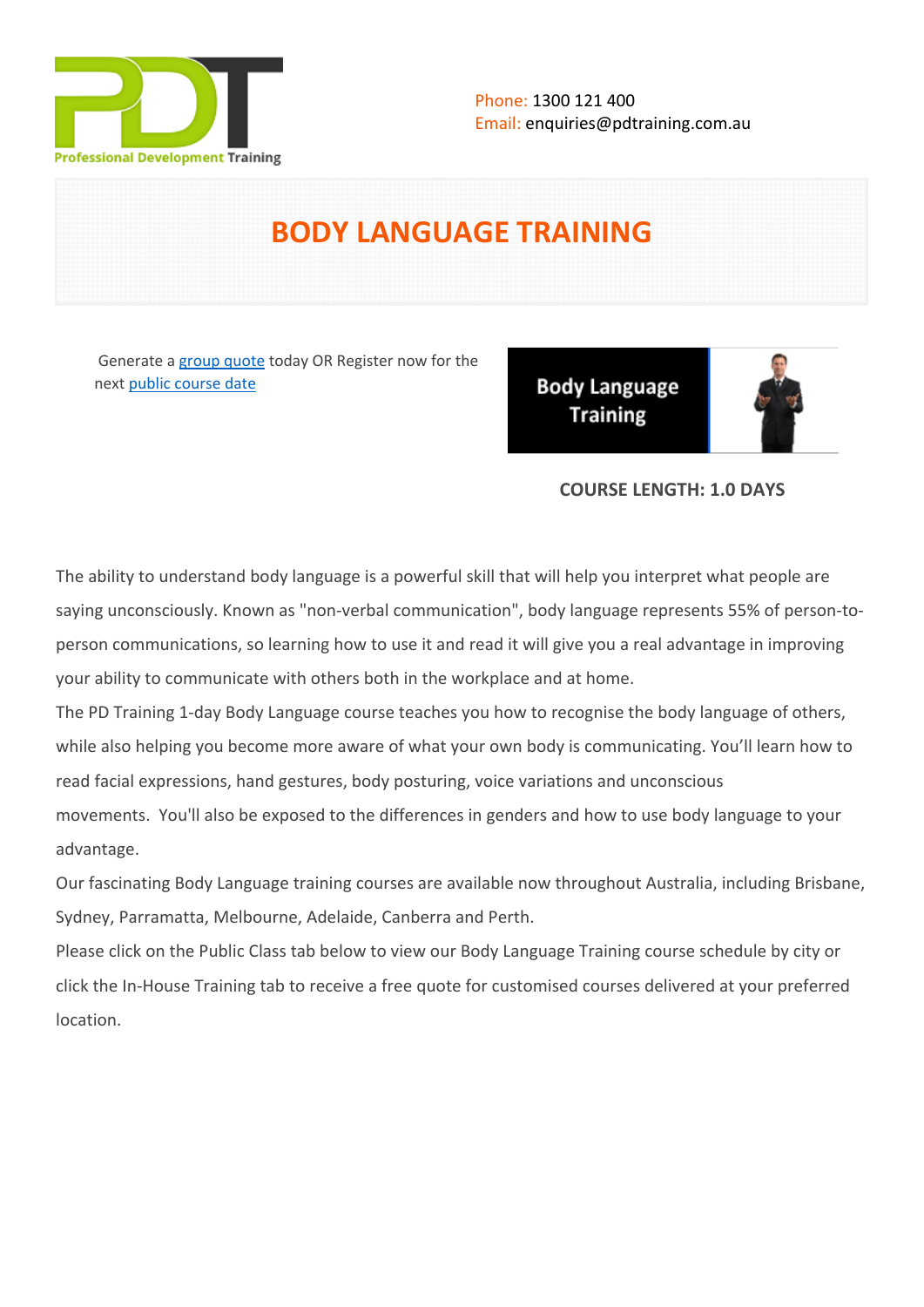Professional Development Training

Phone: 1300 121 400
Email: enquiries@pdtraining.com.au

# BODY LANGUAGE TRAINING

Generate a [group quote] today OR Register now for the next [public course date]

**COURSE LENGTH: 1.0 DAYS**

The ability to understand body language is a powerful skill that will help you interpret what people are saying unconsciously. Known as "non-verbal communication", body language represents 55% of person-to-person communications, so learning how to use it and read it will give you a real advantage in improving your ability to communicate with others both in the workplace and at home.

The PD Training 1-day Body Language course teaches you how to recognise the body language of others, while also helping you become more aware of what your own body is communicating. You'll learn how to read facial expressions, hand gestures, body posturing, voice variations and unconscious movements. You'll also be exposed to the differences in genders and how to use body language to your advantage.

Our fascinating Body Language training courses are available now throughout Australia, including Brisbane, Sydney, Parramatta, Melbourne, Adelaide, Canberra and Perth.

Please click on the Public Class tab below to view our Body Language Training course schedule by city or click the In-House Training tab to receive a free quote for customised courses delivered at your preferred location.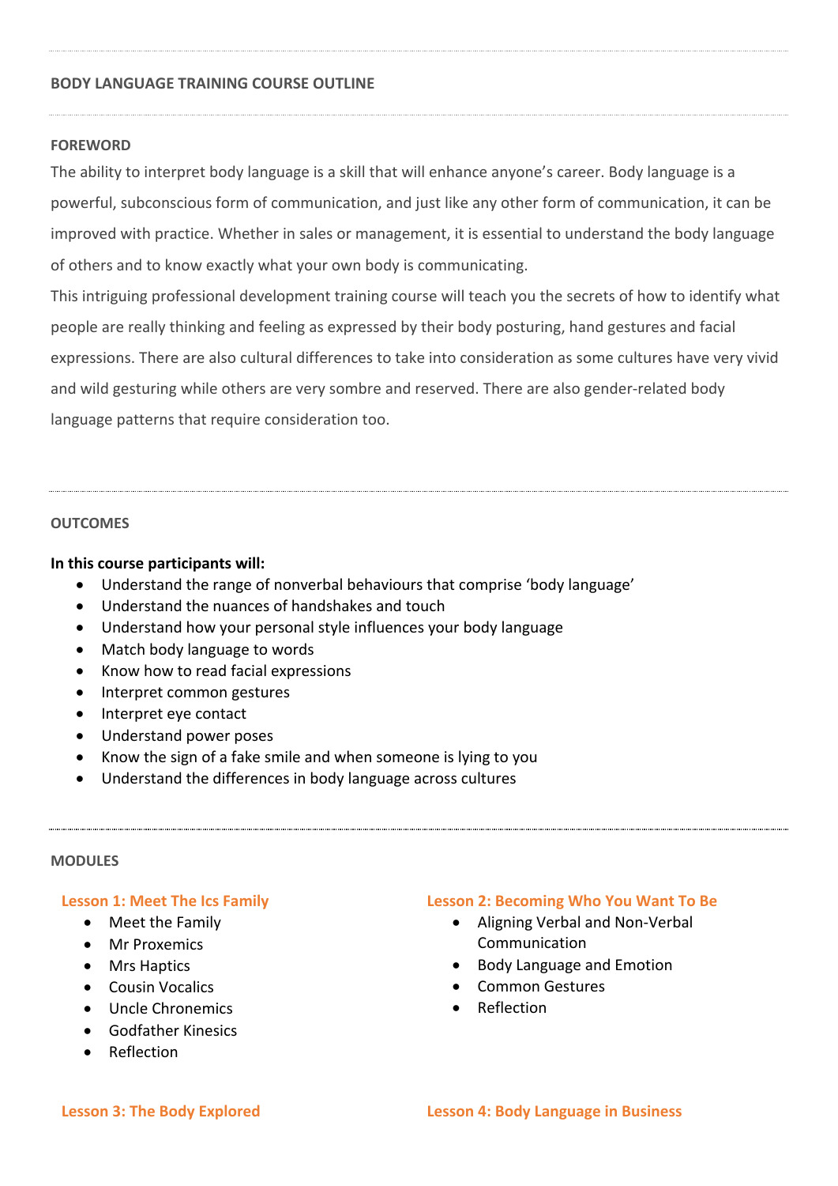## BODY LANGUAGE TRAINING COURSE OUTLINE

### FOREWORD

The ability to interpret body language is a skill that will enhance anyone's career. Body language is a powerful, subconscious form of communication, and just like any other form of communication, it can be improved with practice. Whether in sales or management, it is essential to understand the body language of others and to know exactly what your own body is communicating.

This intriguing professional development training course will teach you the secrets of how to identify what people are really thinking and feeling as expressed by their body posturing, hand gestures and facial expressions. There are also cultural differences to take into consideration as some cultures have very vivid and wild gesturing while others are very sombre and reserved. There are also gender-related body language patterns that require consideration too.

### OUTCOMES

**In this course participants will:**

- Understand the range of nonverbal behaviours that comprise 'body language'
- Understand the nuances of handshakes and touch
- Understand how your personal style influences your body language
- Match body language to words
- Know how to read facial expressions
- Interpret common gestures
- Interpret eye contact
- Understand power poses
- Know the sign of a fake smile and when someone is lying to you
- Understand the differences in body language across cultures

### MODULES

#### Lesson 1: Meet The Ics Family

- Meet the Family
- Mr Proxemics
- Mrs Haptics
- Cousin Vocalics
- Uncle Chronemics
- Godfather Kinesics
- Reflection

#### Lesson 2: Becoming Who You Want To Be

- Aligning Verbal and Non-Verbal Communication
- Body Language and Emotion
- Common Gestures
- Reflection

#### Lesson 3: The Body Explored

#### Lesson 4: Body Language in Business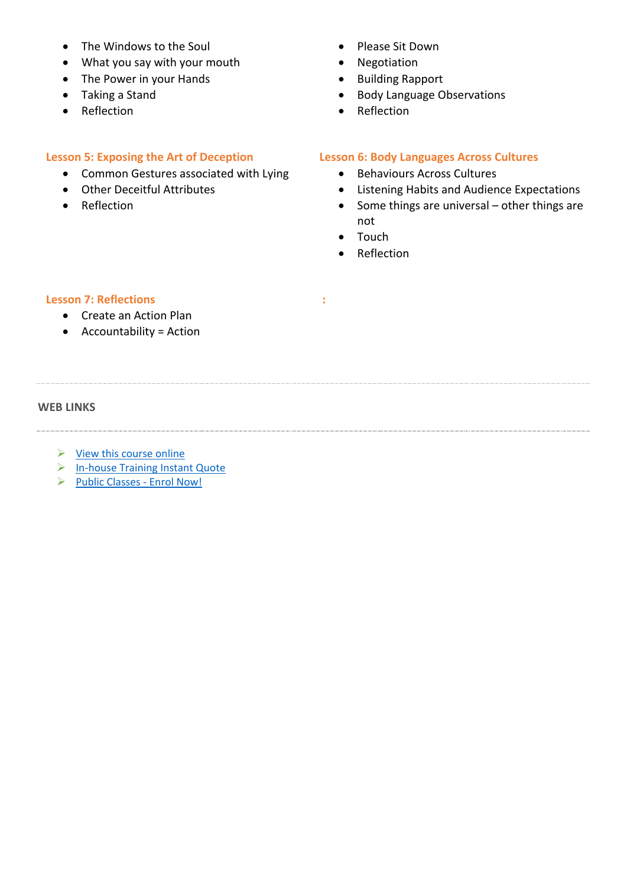- The Windows to the Soul
- What you say with your mouth
- The Power in your Hands
- Taking a Stand
- Reflection

- Please Sit Down
- Negotiation
- Building Rapport
- Body Language Observations
- Reflection

### Lesson 5: Exposing the Art of Deception

- Common Gestures associated with Lying
- Other Deceitful Attributes
- Reflection

### Lesson 6: Body Languages Across Cultures

- Behaviours Across Cultures
- Listening Habits and Audience Expectations
- Some things are universal – other things are not
- Touch
- Reflection

### Lesson 7: Reflections

- Create an Action Plan
- Accountability = Action

:

## WEB LINKS

- View this course online
- In-house Training Instant Quote
- Public Classes - Enrol Now!